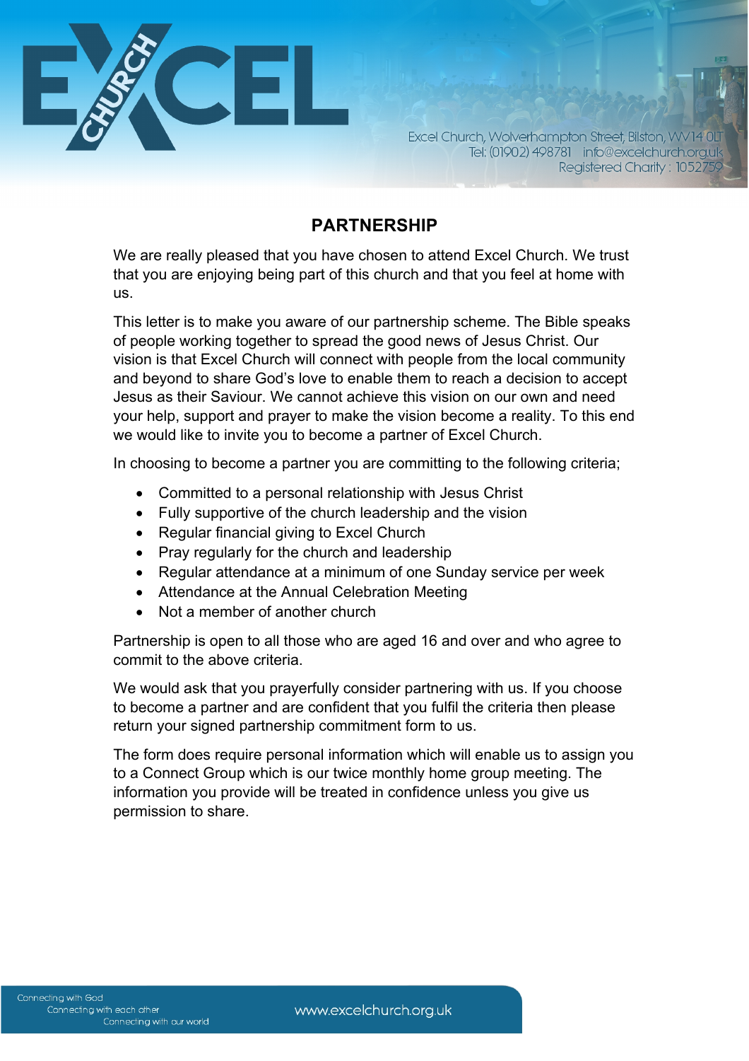Excel Church, Wolverhampton Street, Bilston, WV14 0LT
Tel: (01902) 498781 info@excelchurch.org.uk
Registered Charity : 1052759

## PARTNERSHIP

We are really pleased that you have chosen to attend Excel Church. We trust that you are enjoying being part of this church and that you feel at home with us.

This letter is to make you aware of our partnership scheme. The Bible speaks of people working together to spread the good news of Jesus Christ. Our vision is that Excel Church will connect with people from the local community and beyond to share God's love to enable them to reach a decision to accept Jesus as their Saviour. We cannot achieve this vision on our own and need your help, support and prayer to make the vision become a reality. To this end we would like to invite you to become a partner of Excel Church.

In choosing to become a partner you are committing to the following criteria;

- Committed to a personal relationship with Jesus Christ
- Fully supportive of the church leadership and the vision
- Regular financial giving to Excel Church
- Pray regularly for the church and leadership
- Regular attendance at a minimum of one Sunday service per week
- Attendance at the Annual Celebration Meeting
- Not a member of another church

Partnership is open to all those who are aged 16 and over and who agree to commit to the above criteria.

We would ask that you prayerfully consider partnering with us. If you choose to become a partner and are confident that you fulfil the criteria then please return your signed partnership commitment form to us.

The form does require personal information which will enable us to assign you to a Connect Group which is our twice monthly home group meeting. The information you provide will be treated in confidence unless you give us permission to share.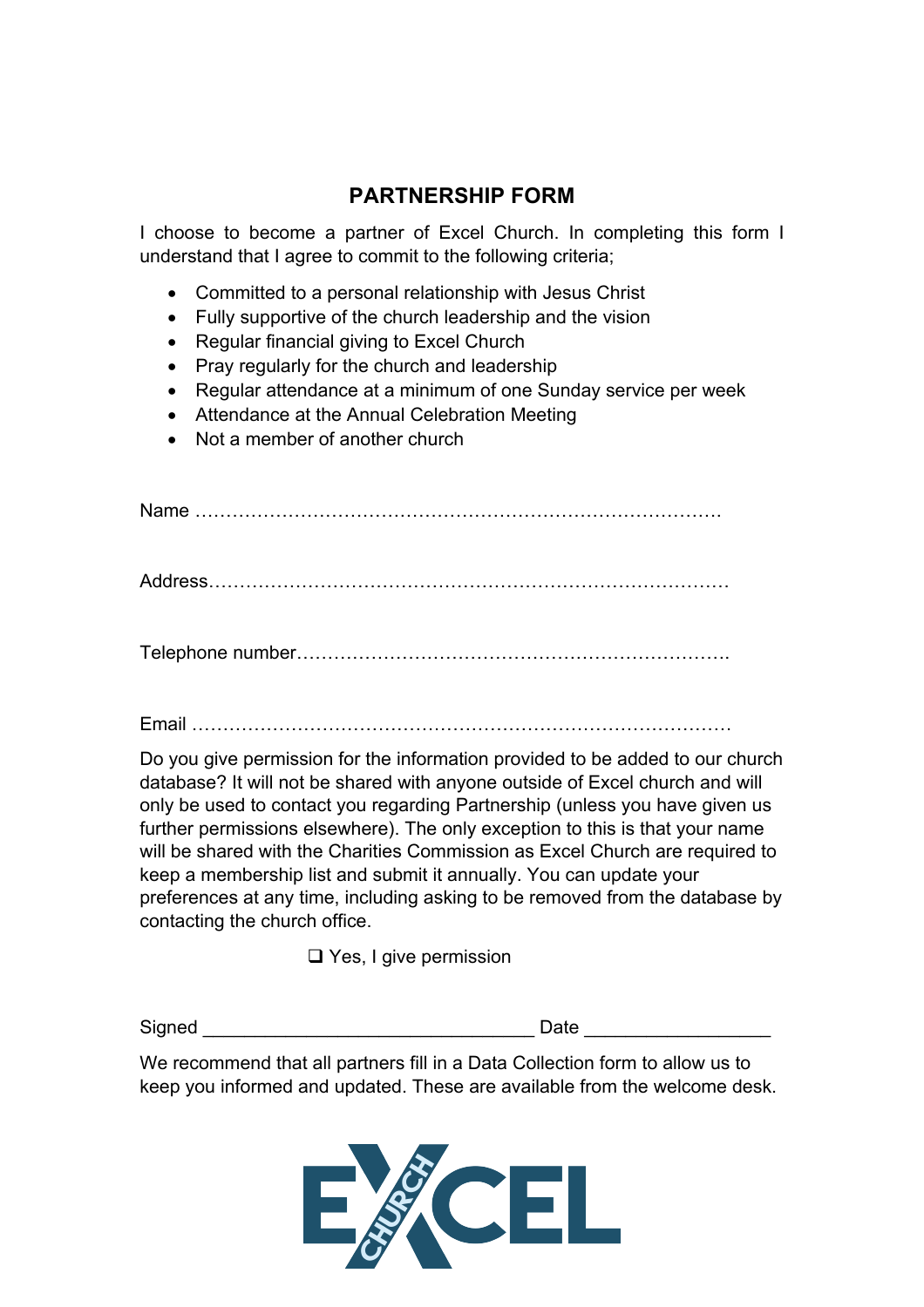## PARTNERSHIP FORM

I choose to become a partner of Excel Church. In completing this form I understand that I agree to commit to the following criteria;

- Committed to a personal relationship with Jesus Christ
- Fully supportive of the church leadership and the vision
- Regular financial giving to Excel Church
- Pray regularly for the church and leadership
- Regular attendance at a minimum of one Sunday service per week
- Attendance at the Annual Celebration Meeting
- Not a member of another church

Name ……………………………………………………………………………

Address……………………………………………………………………………

Telephone number…………………………………………………………….

Email ……………………………………………………………………………

Do you give permission for the information provided to be added to our church database? It will not be shared with anyone outside of Excel church and will only be used to contact you regarding Partnership (unless you have given us further permissions elsewhere). The only exception to this is that your name will be shared with the Charities Commission as Excel Church are required to keep a membership list and submit it annually. You can update your preferences at any time, including asking to be removed from the database by contacting the church office.

❑ Yes, I give permission

Signed ________________________________ Date __________________

We recommend that all partners fill in a Data Collection form to allow us to keep you informed and updated. These are available from the welcome desk.

EXCEL CHURCH